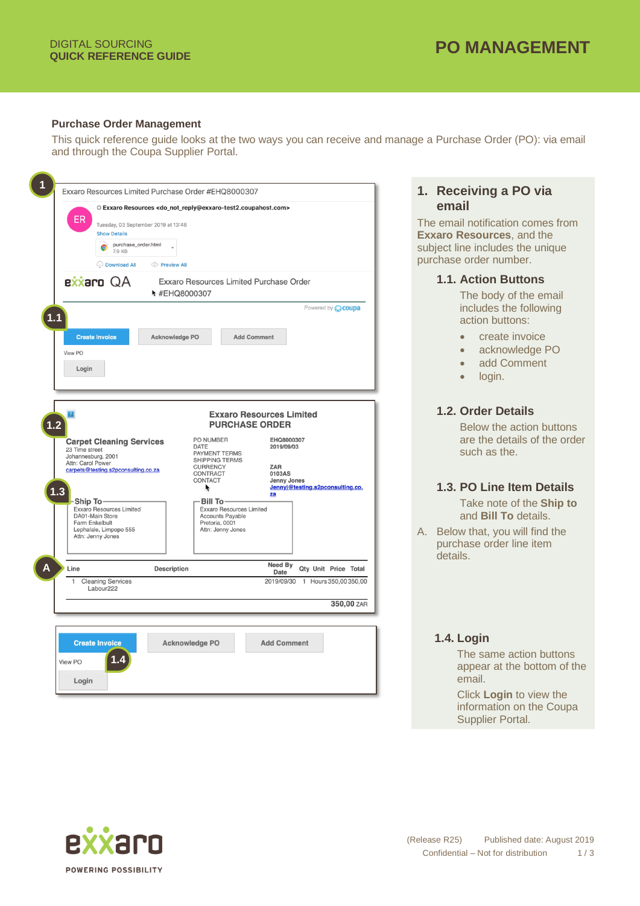DIGITAL SOURCING
**QUICK REFERENCE GUIDE**

# PO MANAGEMENT

## Purchase Order Management

This quick reference guide looks at the two ways you can receive and manage a Purchase Order (PO): via email and through the Coupa Supplier Portal.

Exxaro Resources Limited Purchase Order #EHQ8000307

Exxaro Resources <do_not_reply@exxaro-test2.coupahost.com>
Tuesday, 03 September 2019 at 13:46
Show Details

purchase_order.html
7.9 KB

Download All   Preview All

exxaro QA   Exxaro Resources Limited Purchase Order #EHQ8000307

Powered by coupa

Create Invoice   Acknowledge PO   Add Comment

View PO

Login

**Exxaro Resources Limited**
**PURCHASE ORDER**

**Carpet Cleaning Services**
23 Time street
Johannesburg, 2001
Attn: Carol Power
carpets@testing.s2pconsulting.co.za

| | |
|---|---|
| PO NUMBER | EHQ8000307 |
| DATE | 2019/09/03 |
| PAYMENT TERMS | |
| SHIPPING TERMS | |
| CURRENCY | ZAR |
| CONTRACT | 0103AS |
| CONTACT | Jenny Jones<br>Jennyj@testing.s2pconsulting.co.za |

**Ship To**
Exxaro Resources Limited
DA01-Main Store
Farm Enkelbult
Lephalale, Limpopo 555
Attn: Jenny Jones

**Bill To**
Exxaro Resources Limited
Accounts Payable
Pretoria, 0001
Attn: Jenny Jones

| Line | Description | Need By Date | Qty | Unit | Price | Total |
|---|---|---|---|---|---|---|
| 1 | Cleaning Services Labour222 | 2019/09/30 | 1 | Hours | 350,00 | 350,00 |

**350,00** ZAR

Create Invoice   Acknowledge PO   Add Comment

View PO

Login

## 1. Receiving a PO via email

The email notification comes from **Exxaro Resources**, and the subject line includes the unique purchase order number.

### 1.1. Action Buttons

The body of the email includes the following action buttons:

- create invoice
- acknowledge PO
- add Comment
- login.

### 1.2. Order Details

Below the action buttons are the details of the order such as the.

### 1.3. PO Line Item Details

Take note of the **Ship to** and **Bill To** details.

A. Below that, you will find the purchase order line item details.

### 1.4. Login

The same action buttons appear at the bottom of the email.

Click **Login** to view the information on the Coupa Supplier Portal.

exxaro
POWERING POSSIBILITY

(Release R25) Published date: August 2019
Confidential – Not for distribution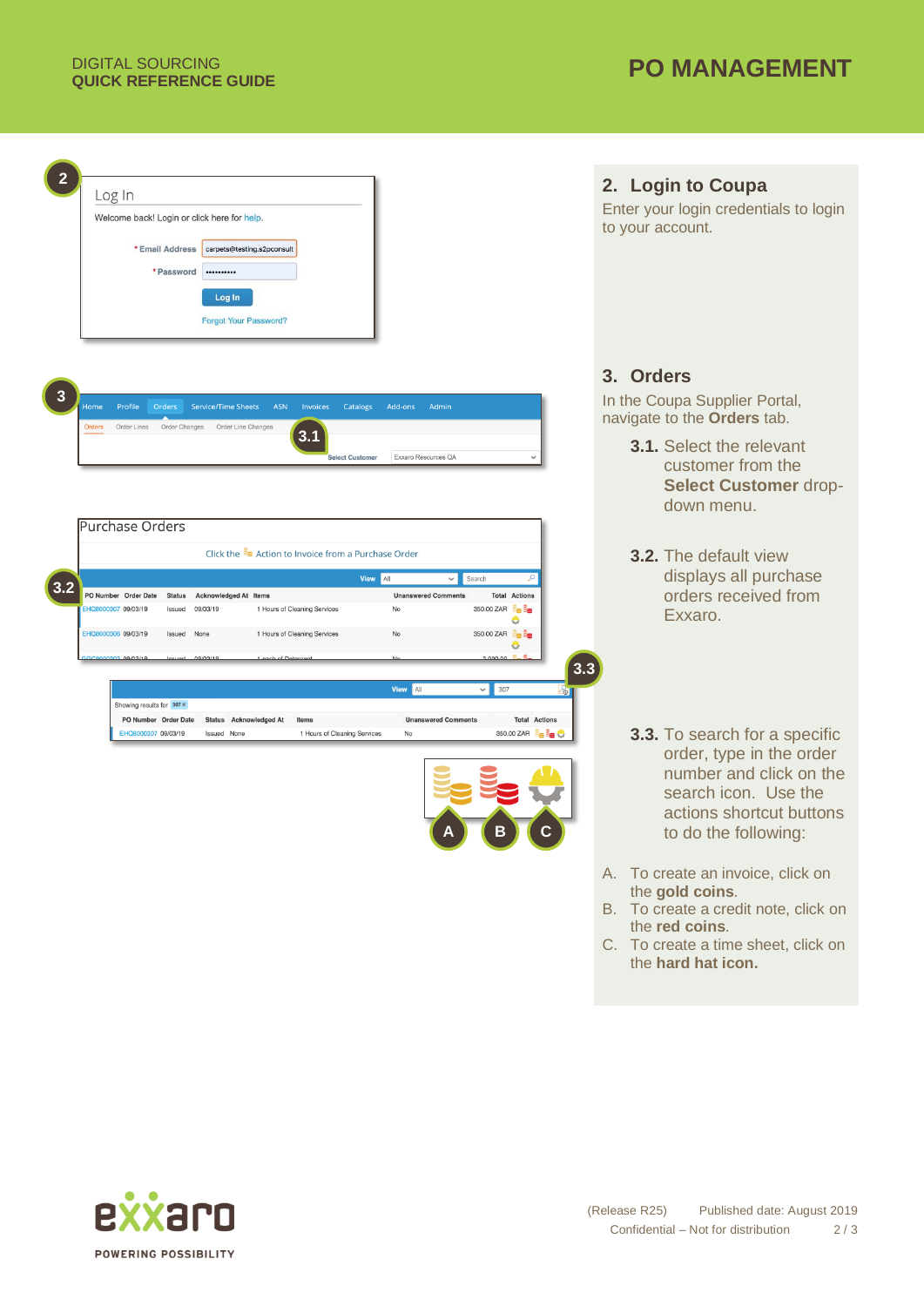## 2. Login to Coupa

Enter your login credentials to login to your account.

## 3. Orders

In the Coupa Supplier Portal, navigate to the **Orders** tab.

**3.1.** Select the relevant customer from the **Select Customer** drop-down menu.

**3.2.** The default view displays all purchase orders received from Exxaro.

**3.3.** To search for a specific order, type in the order number and click on the search icon. Use the actions shortcut buttons to do the following:

A. To create an invoice, click on the **gold coins**.
B. To create a credit note, click on the **red coins**.
C. To create a time sheet, click on the **hard hat icon.**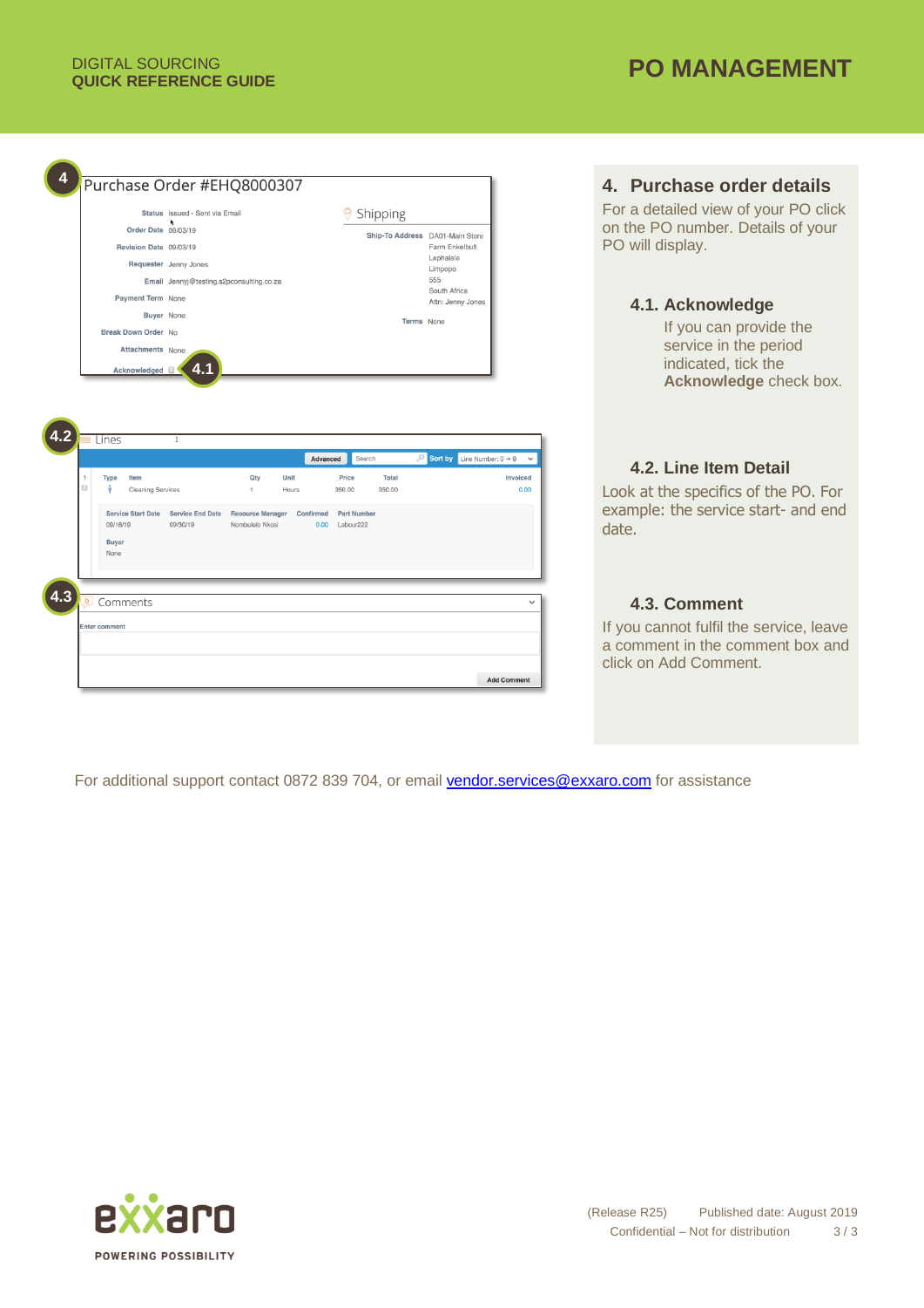# PO MANAGEMENT

## 4. Purchase order details

For a detailed view of your PO click on the PO number. Details of your PO will display.

### 4.1. Acknowledge

If you can provide the service in the period indicated, tick the **Acknowledge** check box.

### 4.2. Line Item Detail

Look at the specifics of the PO. For example: the service start- and end date.

### 4.3. Comment

If you cannot fulfil the service, leave a comment in the comment box and click on Add Comment.

For additional support contact 0872 839 704, or email [vendor.services@exxaro.com](mailto:vendor.services@exxaro.com) for assistance